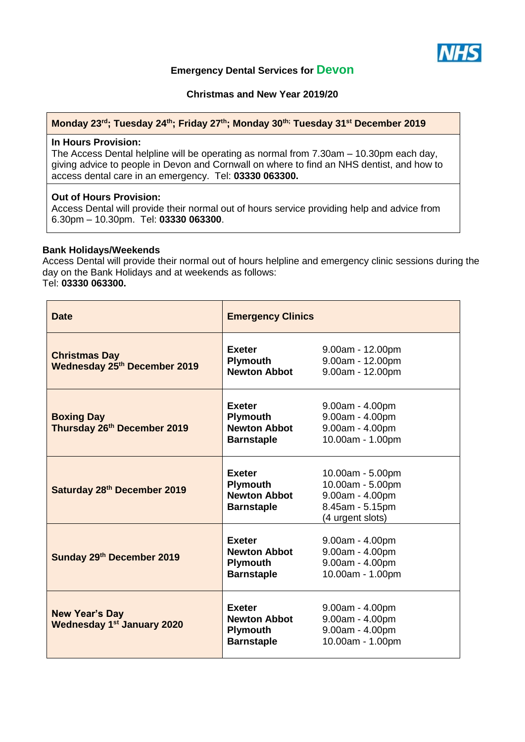# Emergency Dental Services for Devon

## Christmas and New Year 2019/20

**Monday 23rd; Tuesday 24th; Friday 27th; Monday 30th; Tuesday 31st December 2019**

**In Hours Provision:**
The Access Dental helpline will be operating as normal from 7.30am – 10.30pm each day, giving advice to people in Devon and Cornwall on where to find an NHS dentist, and how to access dental care in an emergency. Tel: **03330 063300.**

**Out of Hours Provision:**
Access Dental will provide their normal out of hours service providing help and advice from 6.30pm – 10.30pm. Tel: **03330 063300**.

**Bank Holidays/Weekends**
Access Dental will provide their normal out of hours helpline and emergency clinic sessions during the day on the Bank Holidays and at weekends as follows:
Tel: **03330 063300.**

| Date | Emergency Clinics | |
|---|---|---|
| **Christmas Day Wednesday 25th December 2019** | **Exeter**<br>**Plymouth**<br>**Newton Abbot** | 9.00am - 12.00pm<br>9.00am - 12.00pm<br>9.00am - 12.00pm |
| **Boxing Day Thursday 26th December 2019** | **Exeter**<br>**Plymouth**<br>**Newton Abbot**<br>**Barnstaple** | 9.00am - 4.00pm<br>9.00am - 4.00pm<br>9.00am - 4.00pm<br>10.00am - 1.00pm |
| **Saturday 28th December 2019** | **Exeter**<br>**Plymouth**<br>**Newton Abbot**<br>**Barnstaple** | 10.00am - 5.00pm<br>10.00am - 5.00pm<br>9.00am - 4.00pm<br>8.45am - 5.15pm (4 urgent slots) |
| **Sunday 29th December 2019** | **Exeter**<br>**Newton Abbot**<br>**Plymouth**<br>**Barnstaple** | 9.00am - 4.00pm<br>9.00am - 4.00pm<br>9.00am - 4.00pm<br>10.00am - 1.00pm |
| **New Year's Day Wednesday 1st January 2020** | **Exeter**<br>**Newton Abbot**<br>**Plymouth**<br>**Barnstaple** | 9.00am - 4.00pm<br>9.00am - 4.00pm<br>9.00am - 4.00pm<br>10.00am - 1.00pm |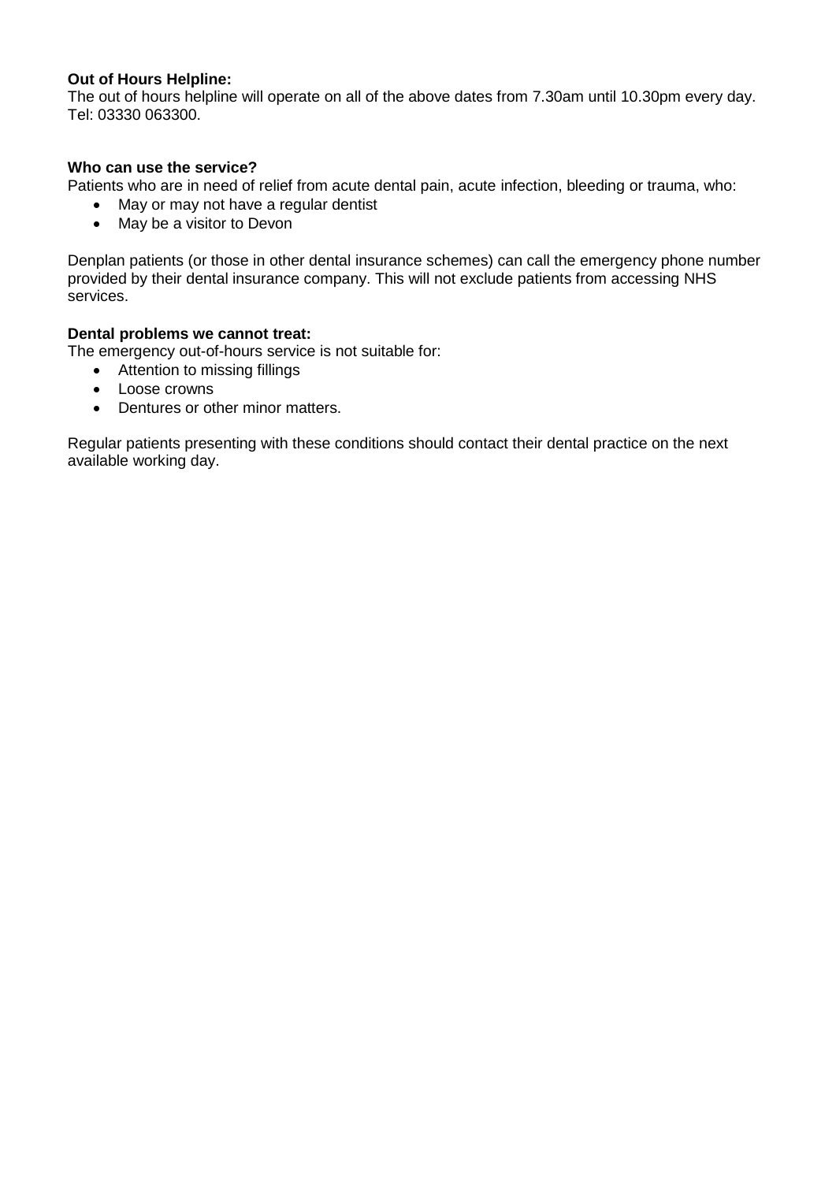**Out of Hours Helpline:**
The out of hours helpline will operate on all of the above dates from 7.30am until 10.30pm every day. Tel: 03330 063300.

**Who can use the service?**
Patients who are in need of relief from acute dental pain, acute infection, bleeding or trauma, who:

- May or may not have a regular dentist
- May be a visitor to Devon

Denplan patients (or those in other dental insurance schemes) can call the emergency phone number provided by their dental insurance company. This will not exclude patients from accessing NHS services.

**Dental problems we cannot treat:**
The emergency out-of-hours service is not suitable for:

- Attention to missing fillings
- Loose crowns
- Dentures or other minor matters.

Regular patients presenting with these conditions should contact their dental practice on the next available working day.